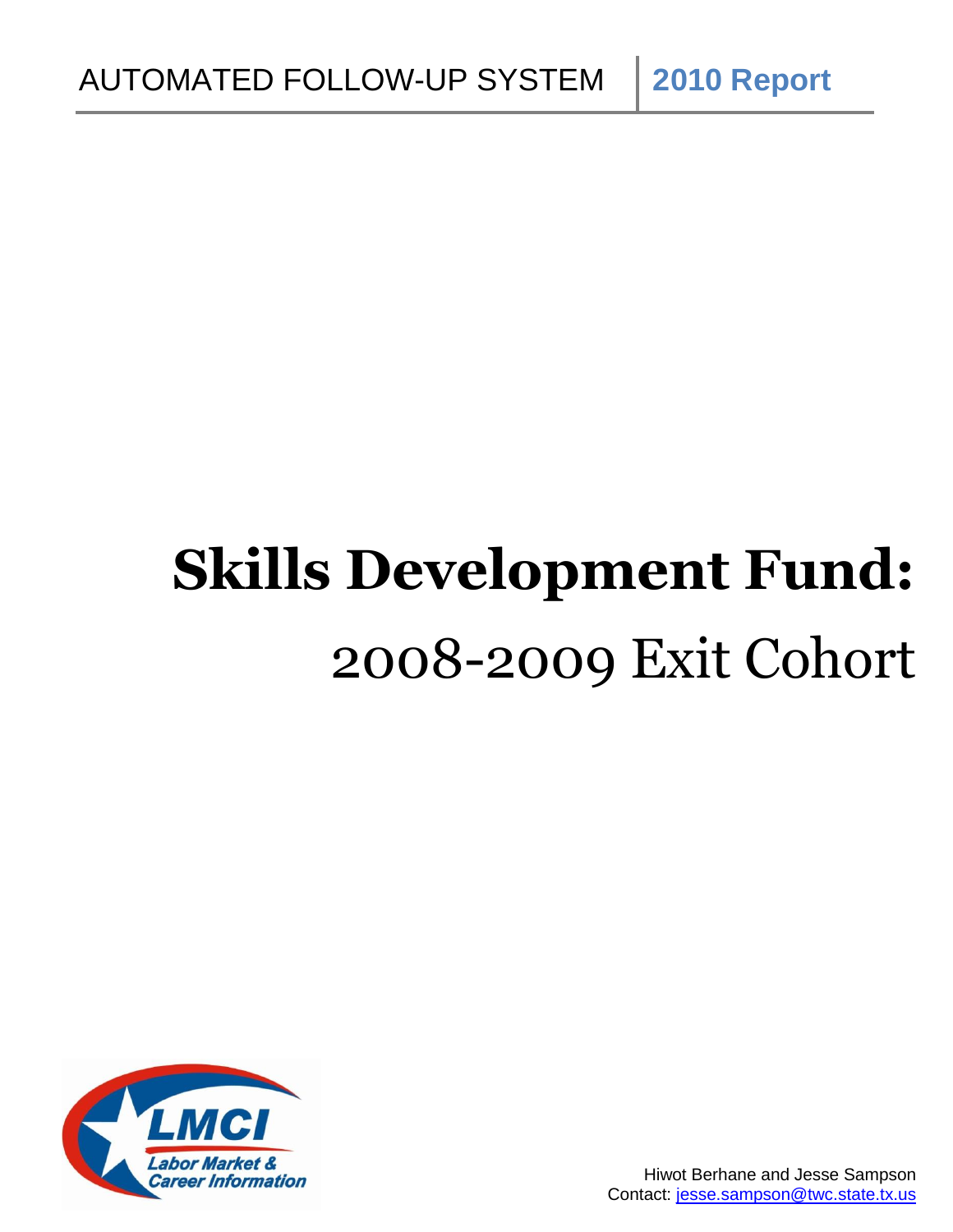AUTOMATED FOLLOW-UP SYSTEM | **2010 Report**

# Skills Development Fund:

## 2008-2009 Exit Cohort

LMCI
Labor Market & Career Information

Hiwot Berhane and Jesse Sampson
Contact: jesse.sampson@twc.state.tx.us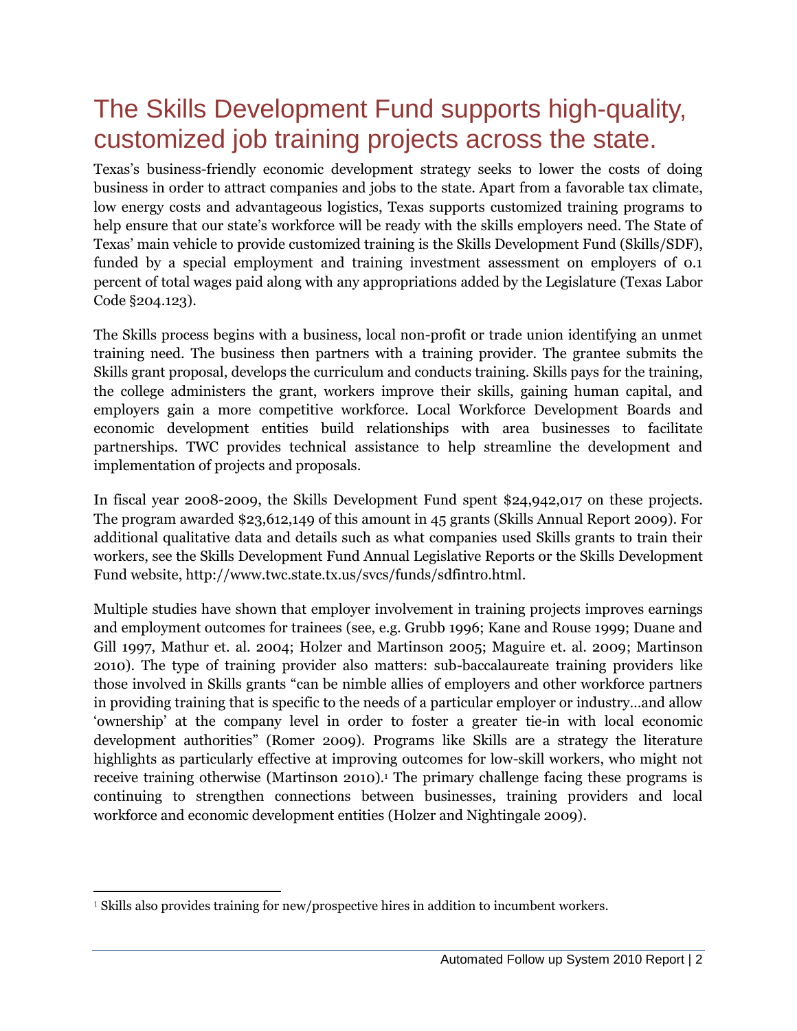# The Skills Development Fund supports high-quality, customized job training projects across the state.

Texas's business-friendly economic development strategy seeks to lower the costs of doing business in order to attract companies and jobs to the state. Apart from a favorable tax climate, low energy costs and advantageous logistics, Texas supports customized training programs to help ensure that our state's workforce will be ready with the skills employers need. The State of Texas' main vehicle to provide customized training is the Skills Development Fund (Skills/SDF), funded by a special employment and training investment assessment on employers of 0.1 percent of total wages paid along with any appropriations added by the Legislature (Texas Labor Code §204.123).

The Skills process begins with a business, local non-profit or trade union identifying an unmet training need. The business then partners with a training provider. The grantee submits the Skills grant proposal, develops the curriculum and conducts training. Skills pays for the training, the college administers the grant, workers improve their skills, gaining human capital, and employers gain a more competitive workforce. Local Workforce Development Boards and economic development entities build relationships with area businesses to facilitate partnerships. TWC provides technical assistance to help streamline the development and implementation of projects and proposals.

In fiscal year 2008-2009, the Skills Development Fund spent $24,942,017 on these projects. The program awarded $23,612,149 of this amount in 45 grants (Skills Annual Report 2009). For additional qualitative data and details such as what companies used Skills grants to train their workers, see the Skills Development Fund Annual Legislative Reports or the Skills Development Fund website, http://www.twc.state.tx.us/svcs/funds/sdfintro.html.

Multiple studies have shown that employer involvement in training projects improves earnings and employment outcomes for trainees (see, e.g. Grubb 1996; Kane and Rouse 1999; Duane and Gill 1997, Mathur et. al. 2004; Holzer and Martinson 2005; Maguire et. al. 2009; Martinson 2010). The type of training provider also matters: sub-baccalaureate training providers like those involved in Skills grants "can be nimble allies of employers and other workforce partners in providing training that is specific to the needs of a particular employer or industry…and allow 'ownership' at the company level in order to foster a greater tie-in with local economic development authorities" (Romer 2009). Programs like Skills are a strategy the literature highlights as particularly effective at improving outcomes for low-skill workers, who might not receive training otherwise (Martinson 2010).[1] The primary challenge facing these programs is continuing to strengthen connections between businesses, training providers and local workforce and economic development entities (Holzer and Nightingale 2009).

---

[1] Skills also provides training for new/prospective hires in addition to incumbent workers.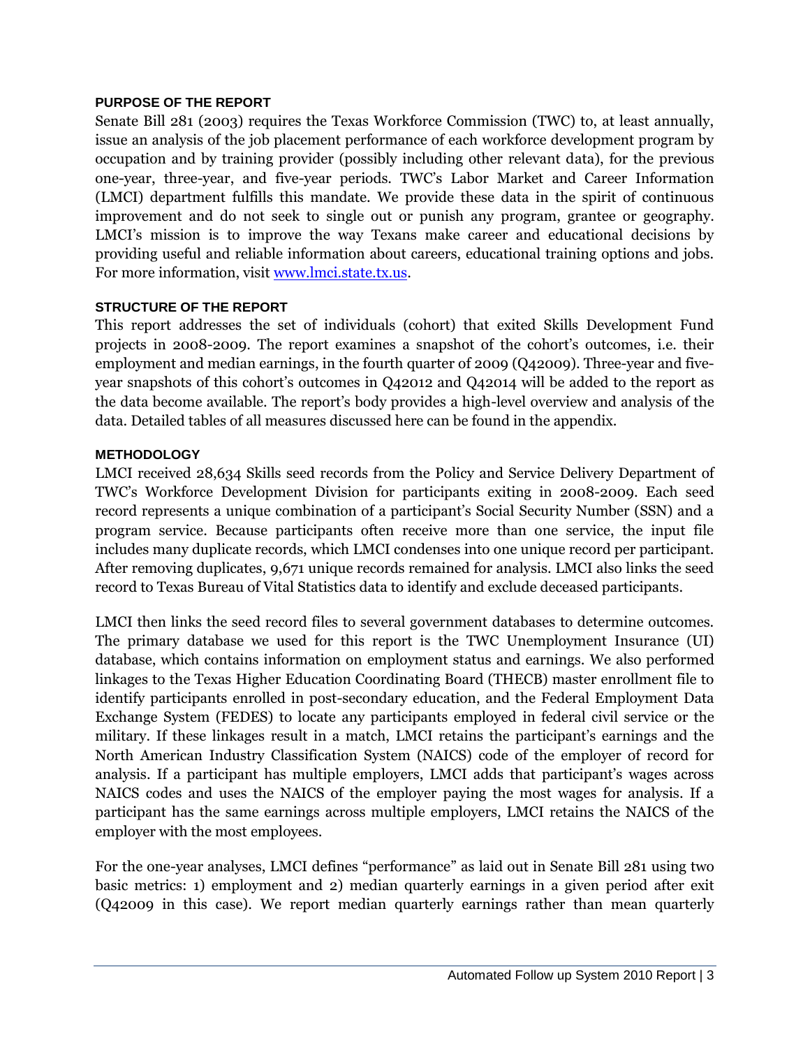## PURPOSE OF THE REPORT

Senate Bill 281 (2003) requires the Texas Workforce Commission (TWC) to, at least annually, issue an analysis of the job placement performance of each workforce development program by occupation and by training provider (possibly including other relevant data), for the previous one-year, three-year, and five-year periods. TWC's Labor Market and Career Information (LMCI) department fulfills this mandate. We provide these data in the spirit of continuous improvement and do not seek to single out or punish any program, grantee or geography. LMCI's mission is to improve the way Texans make career and educational decisions by providing useful and reliable information about careers, educational training options and jobs. For more information, visit [www.lmci.state.tx.us](http://www.lmci.state.tx.us).

## STRUCTURE OF THE REPORT

This report addresses the set of individuals (cohort) that exited Skills Development Fund projects in 2008-2009. The report examines a snapshot of the cohort's outcomes, i.e. their employment and median earnings, in the fourth quarter of 2009 (Q42009). Three-year and five-year snapshots of this cohort's outcomes in Q42012 and Q42014 will be added to the report as the data become available. The report's body provides a high-level overview and analysis of the data. Detailed tables of all measures discussed here can be found in the appendix.

## METHODOLOGY

LMCI received 28,634 Skills seed records from the Policy and Service Delivery Department of TWC's Workforce Development Division for participants exiting in 2008-2009. Each seed record represents a unique combination of a participant's Social Security Number (SSN) and a program service. Because participants often receive more than one service, the input file includes many duplicate records, which LMCI condenses into one unique record per participant. After removing duplicates, 9,671 unique records remained for analysis. LMCI also links the seed record to Texas Bureau of Vital Statistics data to identify and exclude deceased participants.

LMCI then links the seed record files to several government databases to determine outcomes. The primary database we used for this report is the TWC Unemployment Insurance (UI) database, which contains information on employment status and earnings. We also performed linkages to the Texas Higher Education Coordinating Board (THECB) master enrollment file to identify participants enrolled in post-secondary education, and the Federal Employment Data Exchange System (FEDES) to locate any participants employed in federal civil service or the military. If these linkages result in a match, LMCI retains the participant's earnings and the North American Industry Classification System (NAICS) code of the employer of record for analysis. If a participant has multiple employers, LMCI adds that participant's wages across NAICS codes and uses the NAICS of the employer paying the most wages for analysis. If a participant has the same earnings across multiple employers, LMCI retains the NAICS of the employer with the most employees.

For the one-year analyses, LMCI defines "performance" as laid out in Senate Bill 281 using two basic metrics: 1) employment and 2) median quarterly earnings in a given period after exit (Q42009 in this case). We report median quarterly earnings rather than mean quarterly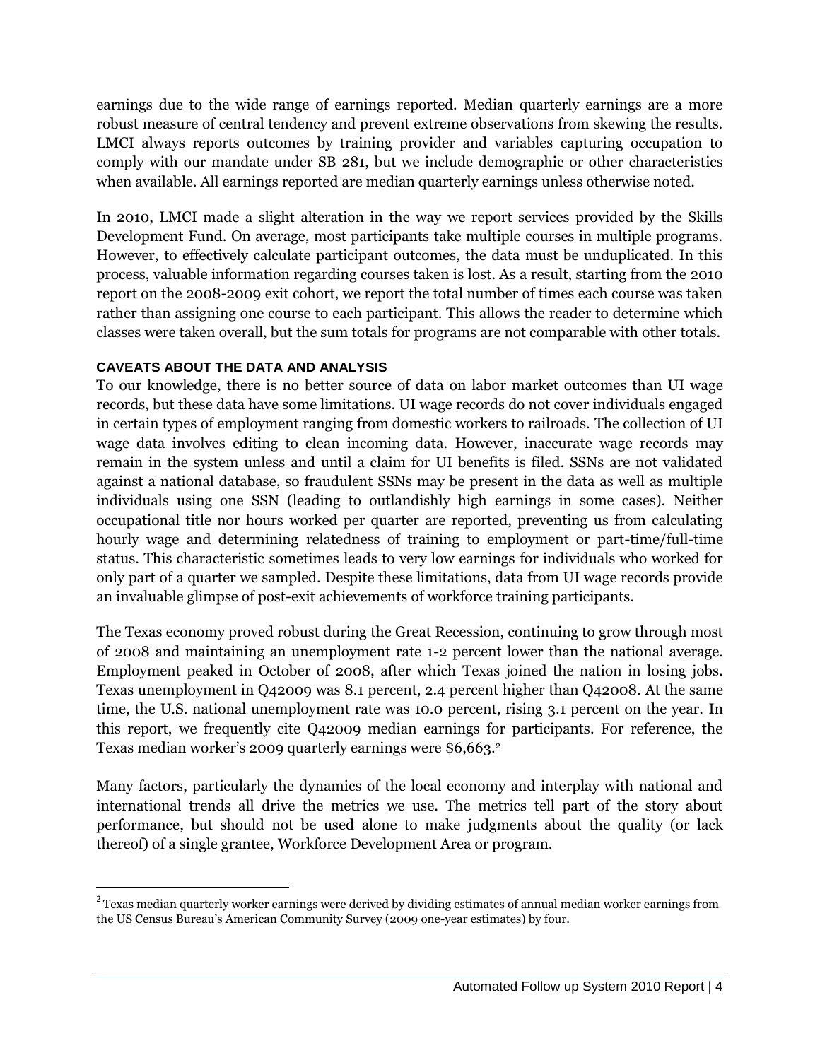earnings due to the wide range of earnings reported. Median quarterly earnings are a more robust measure of central tendency and prevent extreme observations from skewing the results. LMCI always reports outcomes by training provider and variables capturing occupation to comply with our mandate under SB 281, but we include demographic or other characteristics when available. All earnings reported are median quarterly earnings unless otherwise noted.

In 2010, LMCI made a slight alteration in the way we report services provided by the Skills Development Fund. On average, most participants take multiple courses in multiple programs. However, to effectively calculate participant outcomes, the data must be unduplicated. In this process, valuable information regarding courses taken is lost. As a result, starting from the 2010 report on the 2008-2009 exit cohort, we report the total number of times each course was taken rather than assigning one course to each participant. This allows the reader to determine which classes were taken overall, but the sum totals for programs are not comparable with other totals.

### CAVEATS ABOUT THE DATA AND ANALYSIS

To our knowledge, there is no better source of data on labor market outcomes than UI wage records, but these data have some limitations. UI wage records do not cover individuals engaged in certain types of employment ranging from domestic workers to railroads. The collection of UI wage data involves editing to clean incoming data. However, inaccurate wage records may remain in the system unless and until a claim for UI benefits is filed. SSNs are not validated against a national database, so fraudulent SSNs may be present in the data as well as multiple individuals using one SSN (leading to outlandishly high earnings in some cases). Neither occupational title nor hours worked per quarter are reported, preventing us from calculating hourly wage and determining relatedness of training to employment or part-time/full-time status. This characteristic sometimes leads to very low earnings for individuals who worked for only part of a quarter we sampled. Despite these limitations, data from UI wage records provide an invaluable glimpse of post-exit achievements of workforce training participants.

The Texas economy proved robust during the Great Recession, continuing to grow through most of 2008 and maintaining an unemployment rate 1-2 percent lower than the national average. Employment peaked in October of 2008, after which Texas joined the nation in losing jobs. Texas unemployment in Q42009 was 8.1 percent, 2.4 percent higher than Q42008. At the same time, the U.S. national unemployment rate was 10.0 percent, rising 3.1 percent on the year. In this report, we frequently cite Q42009 median earnings for participants. For reference, the Texas median worker's 2009 quarterly earnings were $6,663.[2]

Many factors, particularly the dynamics of the local economy and interplay with national and international trends all drive the metrics we use. The metrics tell part of the story about performance, but should not be used alone to make judgments about the quality (or lack thereof) of a single grantee, Workforce Development Area or program.

[2] Texas median quarterly worker earnings were derived by dividing estimates of annual median worker earnings from the US Census Bureau's American Community Survey (2009 one-year estimates) by four.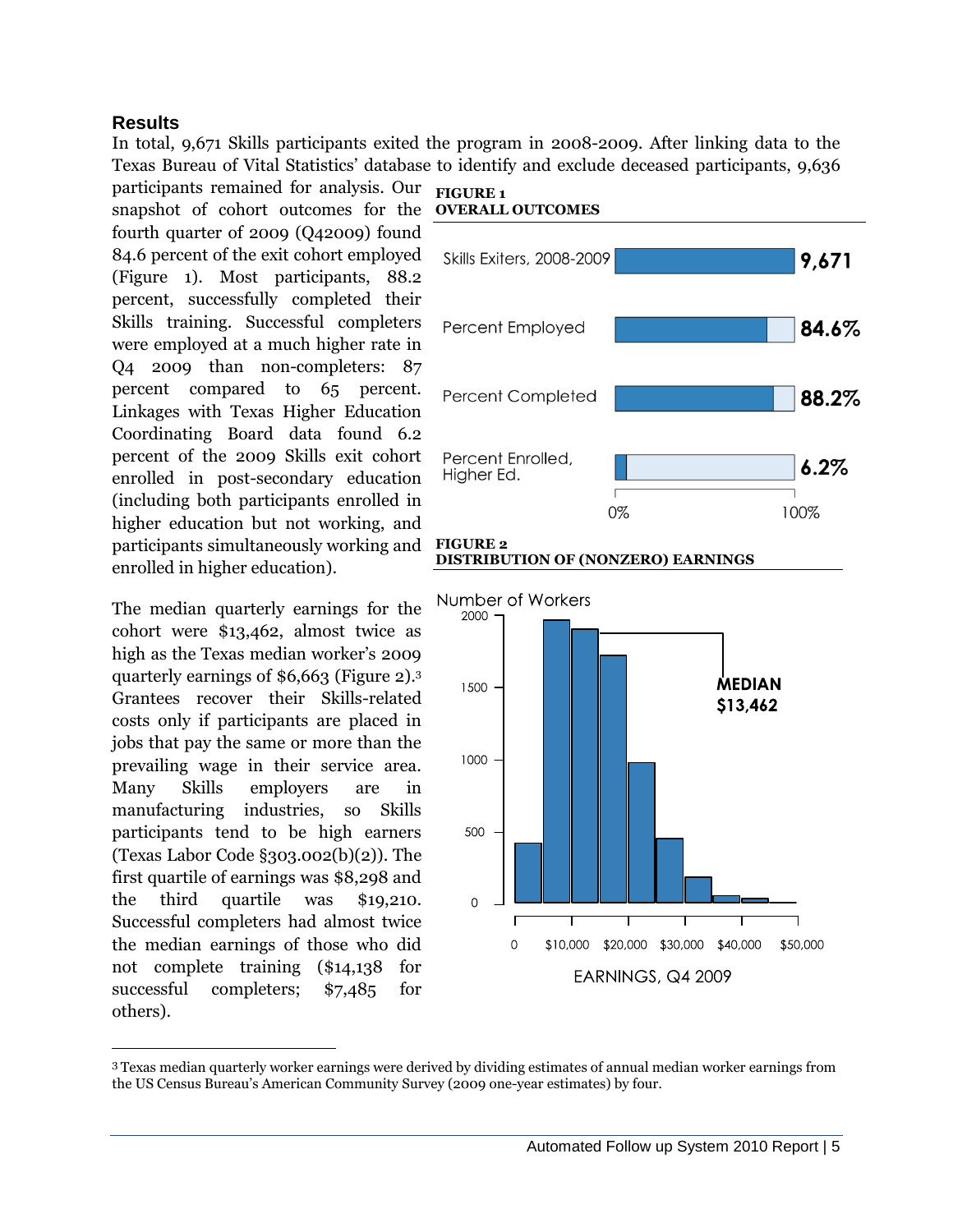## Results

In total, 9,671 Skills participants exited the program in 2008-2009. After linking data to the Texas Bureau of Vital Statistics' database to identify and exclude deceased participants, 9,636 participants remained for analysis. Our snapshot of cohort outcomes for the fourth quarter of 2009 (Q42009) found 84.6 percent of the exit cohort employed (Figure 1). Most participants, 88.2 percent, successfully completed their Skills training. Successful completers were employed at a much higher rate in Q4 2009 than non-completers: 87 percent compared to 65 percent. Linkages with Texas Higher Education Coordinating Board data found 6.2 percent of the 2009 Skills exit cohort enrolled in post-secondary education (including both participants enrolled in higher education but not working, and participants simultaneously working and enrolled in higher education).

**FIGURE 1**
**OVERALL OUTCOMES**

| | |
|---|---|
| Skills Exiters, 2008-2009 | 9,671 |
| Percent Employed | 84.6% |
| Percent Completed | 88.2% |
| Percent Enrolled, Higher Ed. | 6.2% |

The median quarterly earnings for the cohort were $13,462, almost twice as high as the Texas median worker's 2009 quarterly earnings of $6,663 (Figure 2).[3] Grantees recover their Skills-related costs only if participants are placed in jobs that pay the same or more than the prevailing wage in their service area. Many Skills employers are in manufacturing industries, so Skills participants tend to be high earners (Texas Labor Code §303.002(b)(2)). The first quartile of earnings was $8,298 and the third quartile was $19,210. Successful completers had almost twice the median earnings of those who did not complete training ($14,138 for successful completers; $7,485 for others).

**FIGURE 2**
**DISTRIBUTION OF (NONZERO) EARNINGS**

Number of Workers (0–2000); EARNINGS, Q4 2009 (0–$50,000); MEDIAN $13,462

---

[3] Texas median quarterly worker earnings were derived by dividing estimates of annual median worker earnings from the US Census Bureau's American Community Survey (2009 one-year estimates) by four.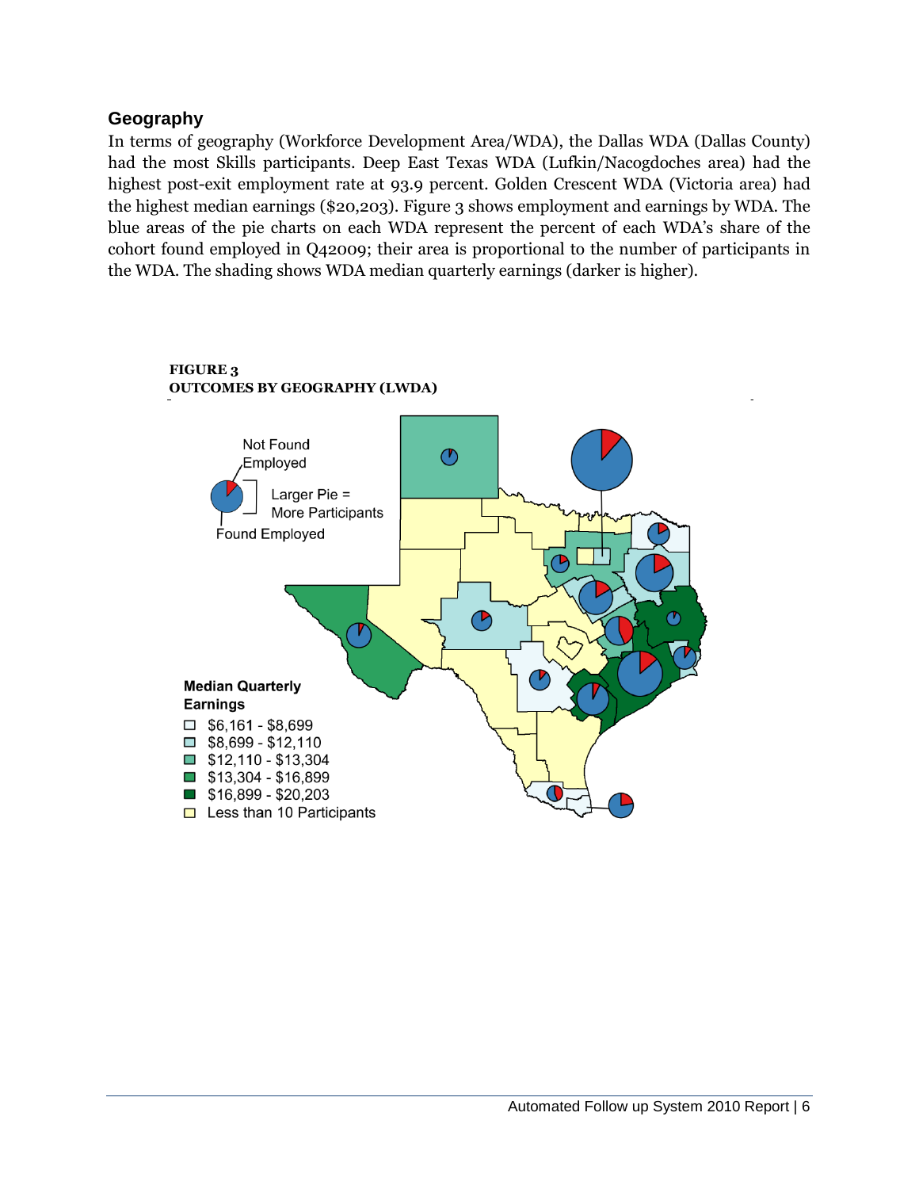## Geography

In terms of geography (Workforce Development Area/WDA), the Dallas WDA (Dallas County) had the most Skills participants. Deep East Texas WDA (Lufkin/Nacogdoches area) had the highest post-exit employment rate at 93.9 percent. Golden Crescent WDA (Victoria area) had the highest median earnings ($20,203). Figure 3 shows employment and earnings by WDA. The blue areas of the pie charts on each WDA represent the percent of each WDA's share of the cohort found employed in Q42009; their area is proportional to the number of participants in the WDA. The shading shows WDA median quarterly earnings (darker is higher).

**FIGURE 3**
**OUTCOMES BY GEOGRAPHY (LWDA)**

Not Found Employed

Larger Pie = More Participants

Found Employed

**Median Quarterly Earnings**

- $6,161 - $8,699
- $8,699 - $12,110
- $12,110 - $13,304
- $13,304 - $16,899
- $16,899 - $20,203
- Less than 10 Participants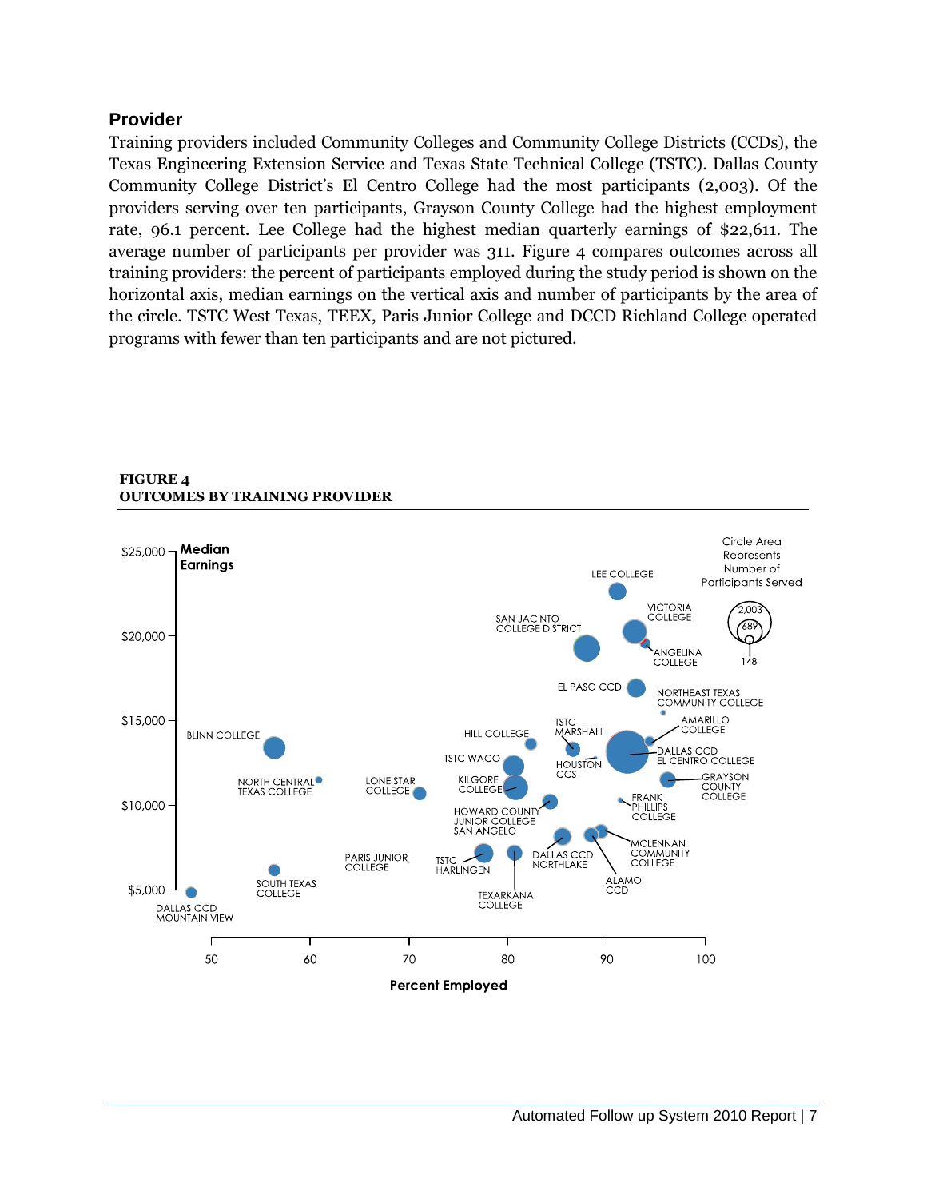## Provider

Training providers included Community Colleges and Community College Districts (CCDs), the Texas Engineering Extension Service and Texas State Technical College (TSTC). Dallas County Community College District's El Centro College had the most participants (2,003). Of the providers serving over ten participants, Grayson County College had the highest employment rate, 96.1 percent. Lee College had the highest median quarterly earnings of $22,611. The average number of participants per provider was 311. Figure 4 compares outcomes across all training providers: the percent of participants employed during the study period is shown on the horizontal axis, median earnings on the vertical axis and number of participants by the area of the circle. TSTC West Texas, TEEX, Paris Junior College and DCCD Richland College operated programs with fewer than ten participants and are not pictured.

**FIGURE 4**
**OUTCOMES BY TRAINING PROVIDER**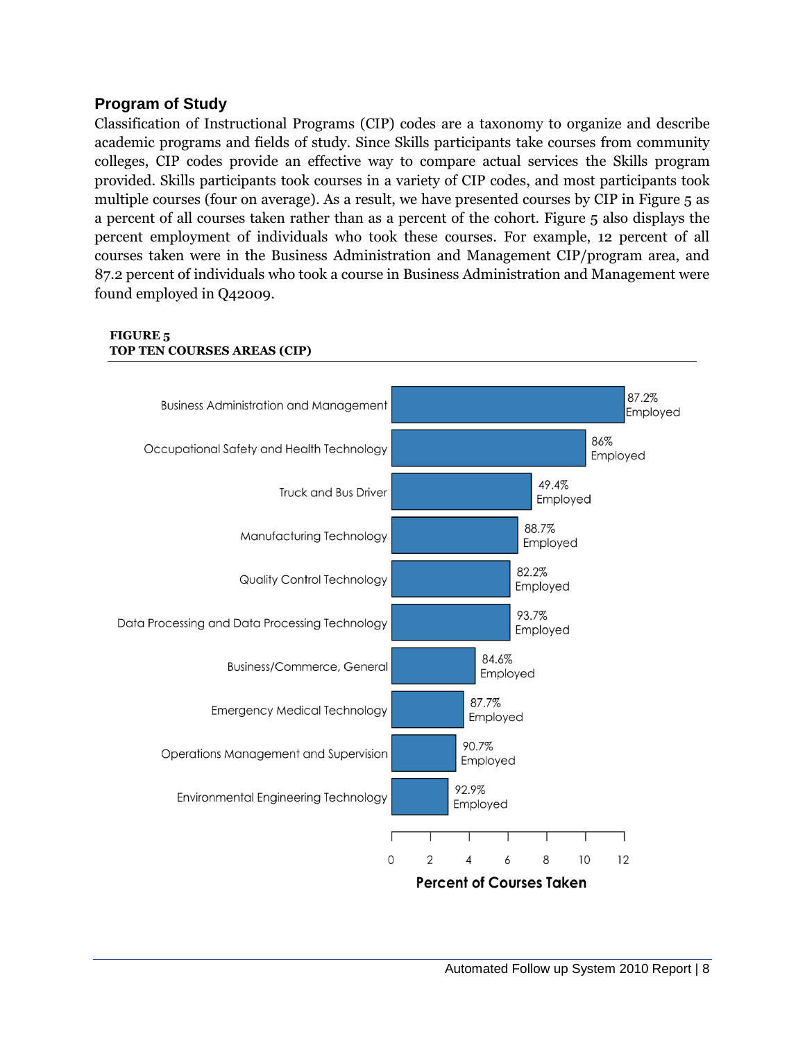## Program of Study

Classification of Instructional Programs (CIP) codes are a taxonomy to organize and describe academic programs and fields of study. Since Skills participants take courses from community colleges, CIP codes provide an effective way to compare actual services the Skills program provided. Skills participants took courses in a variety of CIP codes, and most participants took multiple courses (four on average). As a result, we have presented courses by CIP in Figure 5 as a percent of all courses taken rather than as a percent of the cohort. Figure 5 also displays the percent employment of individuals who took these courses. For example, 12 percent of all courses taken were in the Business Administration and Management CIP/program area, and 87.2 percent of individuals who took a course in Business Administration and Management were found employed in Q42009.

**FIGURE 5**
**TOP TEN COURSES AREAS (CIP)**

| Course Area (CIP) | Employed |
| --- | --- |
| Business Administration and Management | 87.2% Employed |
| Occupational Safety and Health Technology | 86% Employed |
| Truck and Bus Driver | 49.4% Employed |
| Manufacturing Technology | 88.7% Employed |
| Quality Control Technology | 82.2% Employed |
| Data Processing and Data Processing Technology | 93.7% Employed |
| Business/Commerce, General | 84.6% Employed |
| Emergency Medical Technology | 87.7% Employed |
| Operations Management and Supervision | 90.7% Employed |
| Environmental Engineering Technology | 92.9% Employed |

Percent of Courses Taken (axis: 0, 2, 4, 6, 8, 10, 12)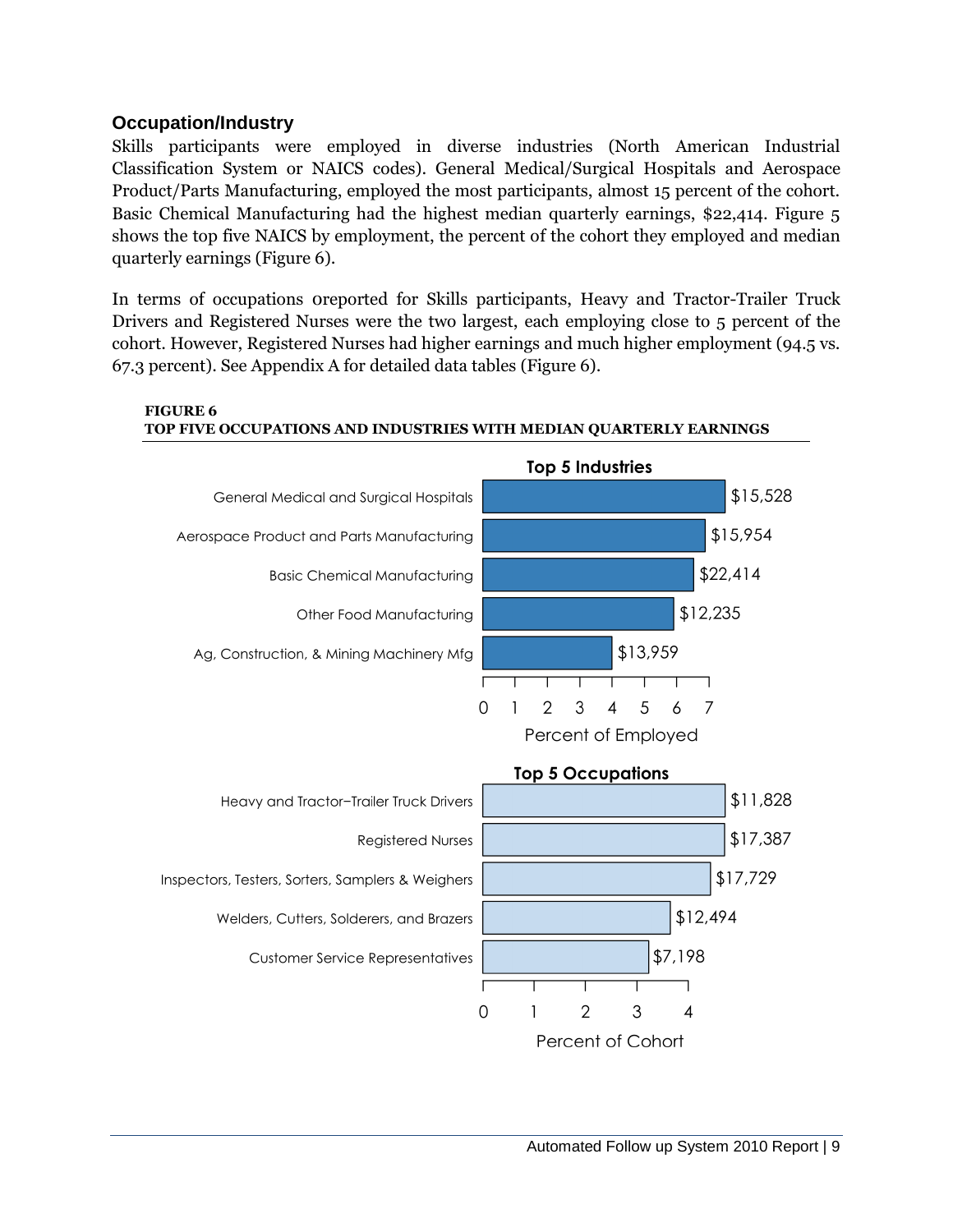### Occupation/Industry

Skills participants were employed in diverse industries (North American Industrial Classification System or NAICS codes). General Medical/Surgical Hospitals and Aerospace Product/Parts Manufacturing, employed the most participants, almost 15 percent of the cohort. Basic Chemical Manufacturing had the highest median quarterly earnings, $22,414. Figure 5 shows the top five NAICS by employment, the percent of the cohort they employed and median quarterly earnings (Figure 6).

In terms of occupations 0reported for Skills participants, Heavy and Tractor-Trailer Truck Drivers and Registered Nurses were the two largest, each employing close to 5 percent of the cohort. However, Registered Nurses had higher earnings and much higher employment (94.5 vs. 67.3 percent). See Appendix A for detailed data tables (Figure 6).

**FIGURE 6**
**TOP FIVE OCCUPATIONS AND INDUSTRIES WITH MEDIAN QUARTERLY EARNINGS**

**Top 5 Industries**

| Industry | Median Quarterly Earnings |
|---|---|
| General Medical and Surgical Hospitals | $15,528 |
| Aerospace Product and Parts Manufacturing | $15,954 |
| Basic Chemical Manufacturing | $22,414 |
| Other Food Manufacturing | $12,235 |
| Ag, Construction, & Mining Machinery Mfg | $13,959 |

Percent of Employed

**Top 5 Occupations**

| Occupation | Median Quarterly Earnings |
|---|---|
| Heavy and Tractor−Trailer Truck Drivers | $11,828 |
| Registered Nurses | $17,387 |
| Inspectors, Testers, Sorters, Samplers & Weighers | $17,729 |
| Welders, Cutters, Solderers, and Brazers | $12,494 |
| Customer Service Representatives | $7,198 |

Percent of Cohort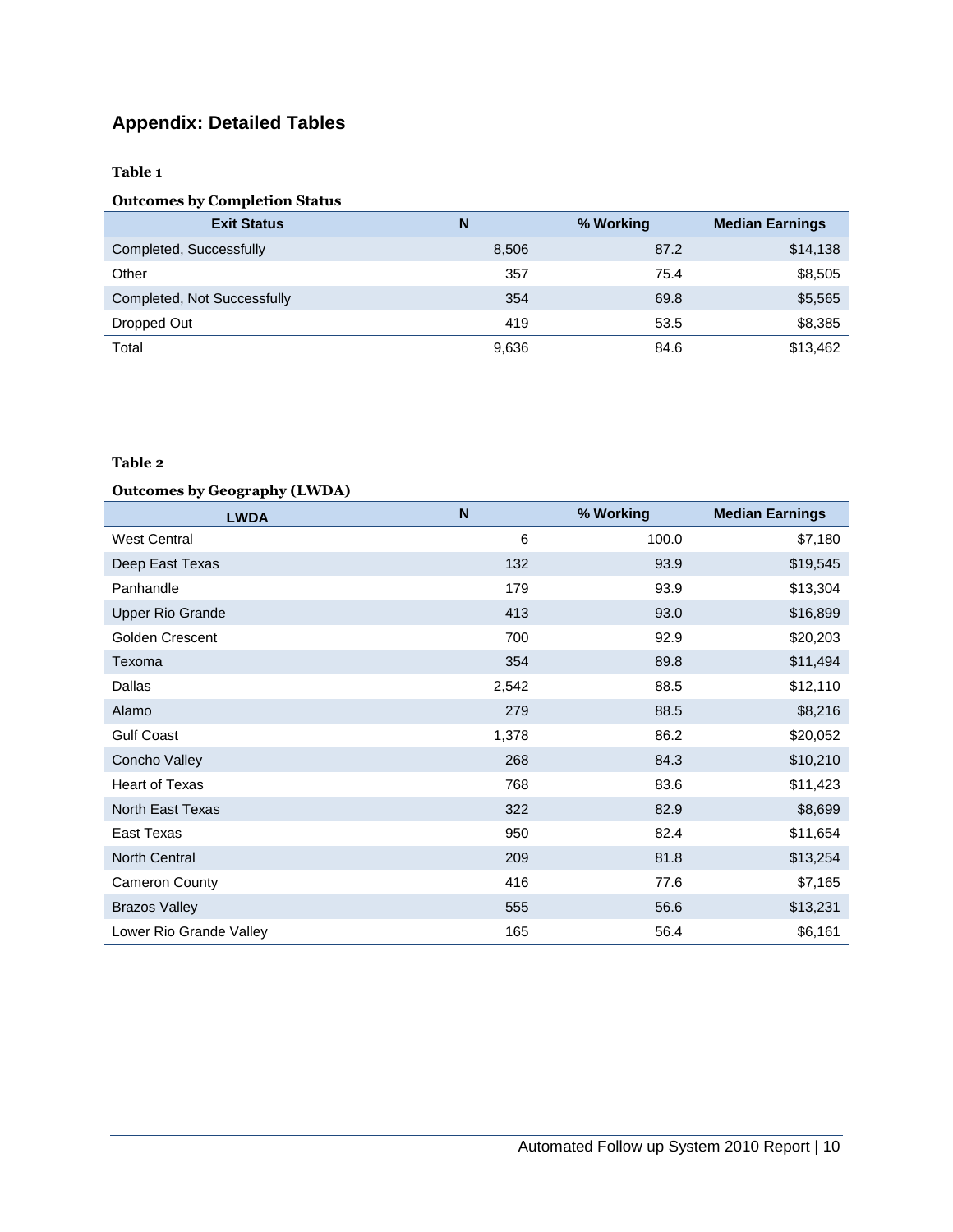## Appendix: Detailed Tables

**Table 1**

**Outcomes by Completion Status**

| Exit Status | N | % Working | Median Earnings |
|---|---|---|---|
| Completed, Successfully | 8,506 | 87.2 | $14,138 |
| Other | 357 | 75.4 | $8,505 |
| Completed, Not Successfully | 354 | 69.8 | $5,565 |
| Dropped Out | 419 | 53.5 | $8,385 |
| Total | 9,636 | 84.6 | $13,462 |

**Table 2**

**Outcomes by Geography (LWDA)**

| LWDA | N | % Working | Median Earnings |
|---|---|---|---|
| West Central | 6 | 100.0 | $7,180 |
| Deep East Texas | 132 | 93.9 | $19,545 |
| Panhandle | 179 | 93.9 | $13,304 |
| Upper Rio Grande | 413 | 93.0 | $16,899 |
| Golden Crescent | 700 | 92.9 | $20,203 |
| Texoma | 354 | 89.8 | $11,494 |
| Dallas | 2,542 | 88.5 | $12,110 |
| Alamo | 279 | 88.5 | $8,216 |
| Gulf Coast | 1,378 | 86.2 | $20,052 |
| Concho Valley | 268 | 84.3 | $10,210 |
| Heart of Texas | 768 | 83.6 | $11,423 |
| North East Texas | 322 | 82.9 | $8,699 |
| East Texas | 950 | 82.4 | $11,654 |
| North Central | 209 | 81.8 | $13,254 |
| Cameron County | 416 | 77.6 | $7,165 |
| Brazos Valley | 555 | 56.6 | $13,231 |
| Lower Rio Grande Valley | 165 | 56.4 | $6,161 |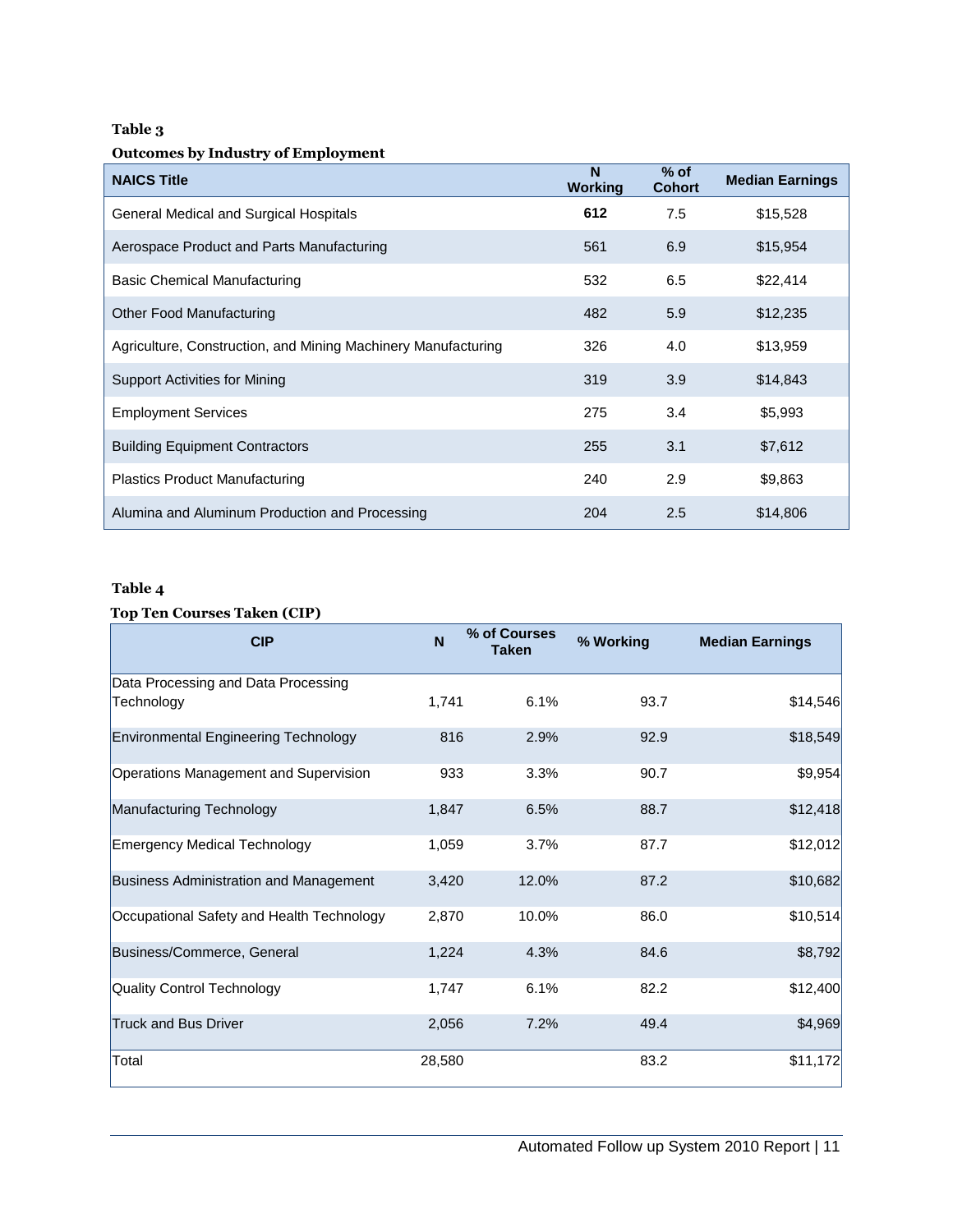**Table 3**

**Outcomes by Industry of Employment**

| NAICS Title | N Working | % of Cohort | Median Earnings |
|---|---|---|---|
| General Medical and Surgical Hospitals | **612** | 7.5 | $15,528 |
| Aerospace Product and Parts Manufacturing | 561 | 6.9 | $15,954 |
| Basic Chemical Manufacturing | 532 | 6.5 | $22,414 |
| Other Food Manufacturing | 482 | 5.9 | $12,235 |
| Agriculture, Construction, and Mining Machinery Manufacturing | 326 | 4.0 | $13,959 |
| Support Activities for Mining | 319 | 3.9 | $14,843 |
| Employment Services | 275 | 3.4 | $5,993 |
| Building Equipment Contractors | 255 | 3.1 | $7,612 |
| Plastics Product Manufacturing | 240 | 2.9 | $9,863 |
| Alumina and Aluminum Production and Processing | 204 | 2.5 | $14,806 |

**Table 4**

**Top Ten Courses Taken (CIP)**

| CIP | N | % of Courses Taken | % Working | Median Earnings |
|---|---|---|---|---|
| Data Processing and Data Processing Technology | 1,741 | 6.1% | 93.7 | $14,546 |
| Environmental Engineering Technology | 816 | 2.9% | 92.9 | $18,549 |
| Operations Management and Supervision | 933 | 3.3% | 90.7 | $9,954 |
| Manufacturing Technology | 1,847 | 6.5% | 88.7 | $12,418 |
| Emergency Medical Technology | 1,059 | 3.7% | 87.7 | $12,012 |
| Business Administration and Management | 3,420 | 12.0% | 87.2 | $10,682 |
| Occupational Safety and Health Technology | 2,870 | 10.0% | 86.0 | $10,514 |
| Business/Commerce, General | 1,224 | 4.3% | 84.6 | $8,792 |
| Quality Control Technology | 1,747 | 6.1% | 82.2 | $12,400 |
| Truck and Bus Driver | 2,056 | 7.2% | 49.4 | $4,969 |
| Total | 28,580 | | 83.2 | $11,172 |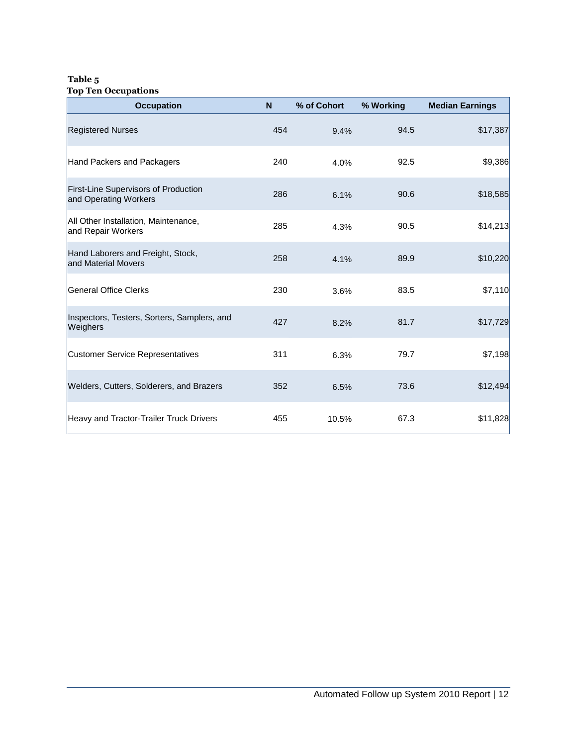**Table 5**
**Top Ten Occupations**

| Occupation | N | % of Cohort | % Working | Median Earnings |
|---|---|---|---|---|
| Registered Nurses | 454 | 9.4% | 94.5 | $17,387 |
| Hand Packers and Packagers | 240 | 4.0% | 92.5 | $9,386 |
| First-Line Supervisors of Production and Operating Workers | 286 | 6.1% | 90.6 | $18,585 |
| All Other Installation, Maintenance, and Repair Workers | 285 | 4.3% | 90.5 | $14,213 |
| Hand Laborers and Freight, Stock, and Material Movers | 258 | 4.1% | 89.9 | $10,220 |
| General Office Clerks | 230 | 3.6% | 83.5 | $7,110 |
| Inspectors, Testers, Sorters, Samplers, and Weighers | 427 | 8.2% | 81.7 | $17,729 |
| Customer Service Representatives | 311 | 6.3% | 79.7 | $7,198 |
| Welders, Cutters, Solderers, and Brazers | 352 | 6.5% | 73.6 | $12,494 |
| Heavy and Tractor-Trailer Truck Drivers | 455 | 10.5% | 67.3 | $11,828 |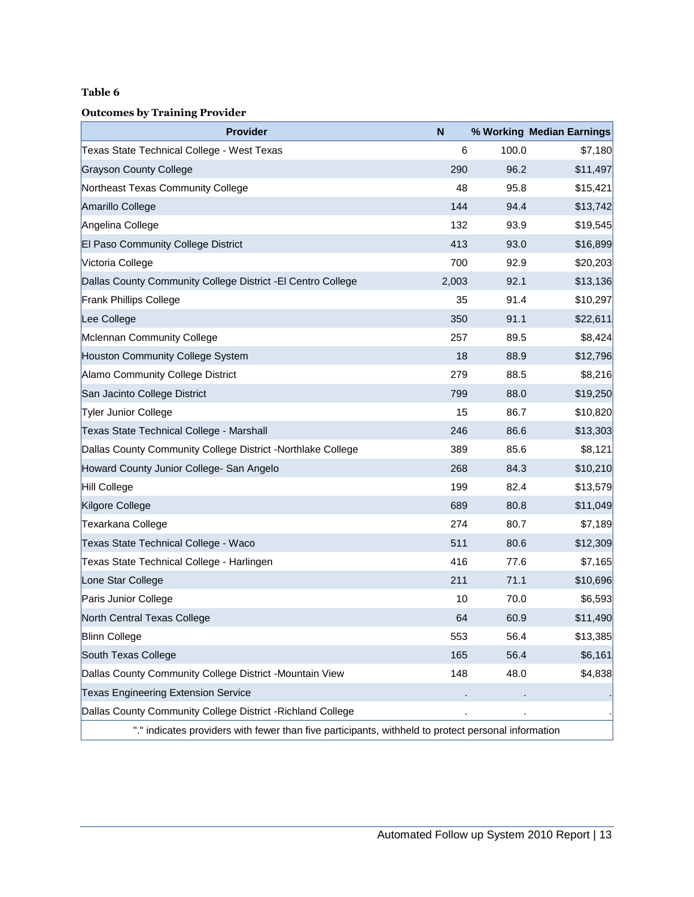**Table 6**

**Outcomes by Training Provider**

| Provider | N | % Working | Median Earnings |
|---|---|---|---|
| Texas State Technical College - West Texas | 6 | 100.0 | $7,180 |
| Grayson County College | 290 | 96.2 | $11,497 |
| Northeast Texas Community College | 48 | 95.8 | $15,421 |
| Amarillo College | 144 | 94.4 | $13,742 |
| Angelina College | 132 | 93.9 | $19,545 |
| El Paso Community College District | 413 | 93.0 | $16,899 |
| Victoria College | 700 | 92.9 | $20,203 |
| Dallas County Community College District -El Centro College | 2,003 | 92.1 | $13,136 |
| Frank Phillips College | 35 | 91.4 | $10,297 |
| Lee College | 350 | 91.1 | $22,611 |
| Mclennan Community College | 257 | 89.5 | $8,424 |
| Houston Community College System | 18 | 88.9 | $12,796 |
| Alamo Community College District | 279 | 88.5 | $8,216 |
| San Jacinto College District | 799 | 88.0 | $19,250 |
| Tyler Junior College | 15 | 86.7 | $10,820 |
| Texas State Technical College - Marshall | 246 | 86.6 | $13,303 |
| Dallas County Community College District -Northlake College | 389 | 85.6 | $8,121 |
| Howard County Junior College- San Angelo | 268 | 84.3 | $10,210 |
| Hill College | 199 | 82.4 | $13,579 |
| Kilgore College | 689 | 80.8 | $11,049 |
| Texarkana College | 274 | 80.7 | $7,189 |
| Texas State Technical College - Waco | 511 | 80.6 | $12,309 |
| Texas State Technical College - Harlingen | 416 | 77.6 | $7,165 |
| Lone Star College | 211 | 71.1 | $10,696 |
| Paris Junior College | 10 | 70.0 | $6,593 |
| North Central Texas College | 64 | 60.9 | $11,490 |
| Blinn College | 553 | 56.4 | $13,385 |
| South Texas College | 165 | 56.4 | $6,161 |
| Dallas County Community College District -Mountain View | 148 | 48.0 | $4,838 |
| Texas Engineering Extension Service | . | . | . |
| Dallas County Community College District -Richland College | . | . | . |

"." indicates providers with fewer than five participants, withheld to protect personal information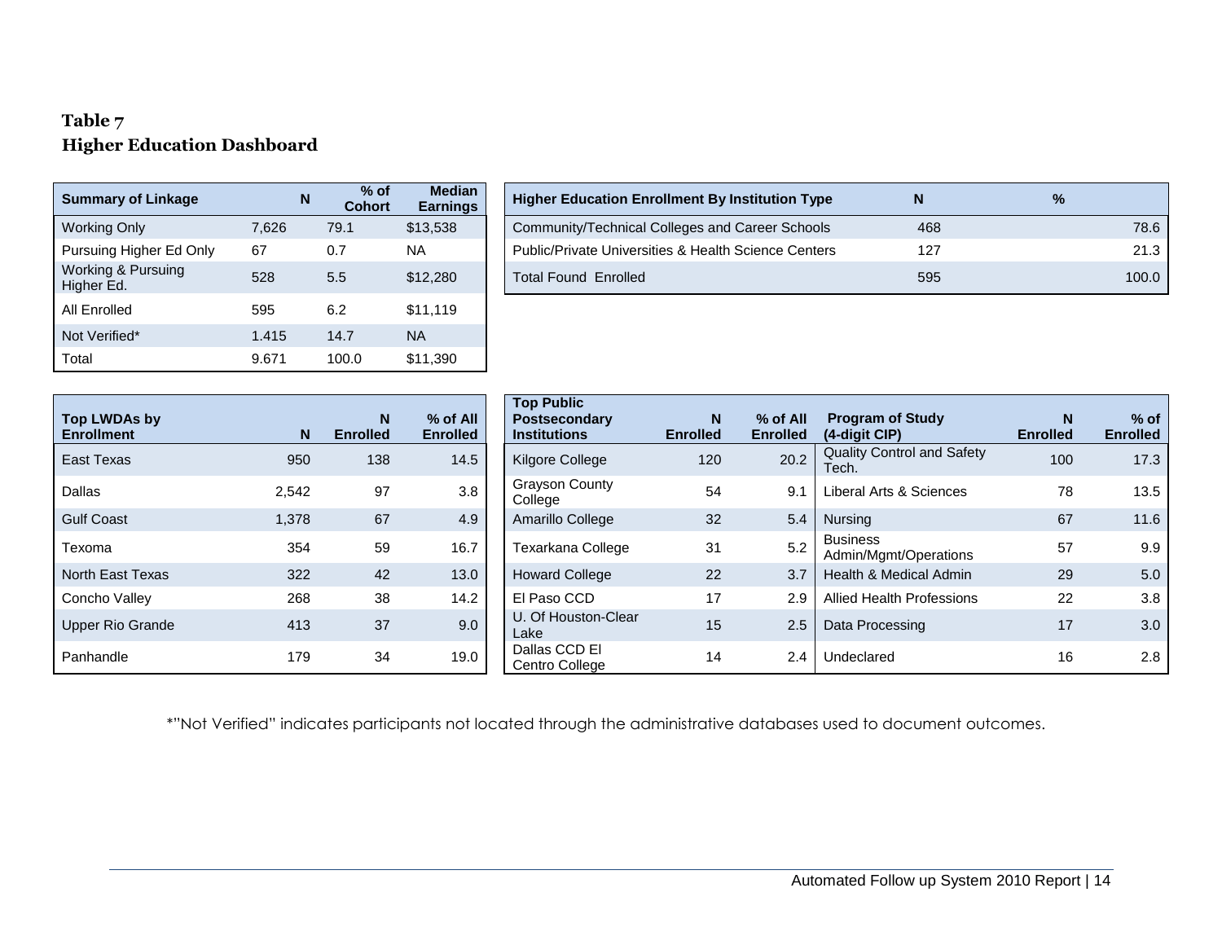**Table 7**
**Higher Education Dashboard**

| Summary of Linkage | N | % of Cohort | Median Earnings |
|---|---|---|---|
| Working Only | 7,626 | 79.1 | $13,538 |
| Pursuing Higher Ed Only | 67 | 0.7 | NA |
| Working & Pursuing Higher Ed. | 528 | 5.5 | $12,280 |
| All Enrolled | 595 | 6.2 | $11,119 |
| Not Verified* | 1.415 | 14.7 | NA |
| Total | 9.671 | 100.0 | $11,390 |

| Higher Education Enrollment By Institution Type | N | % |
|---|---|---|
| Community/Technical Colleges and Career Schools | 468 | 78.6 |
| Public/Private Universities & Health Science Centers | 127 | 21.3 |
| Total Found Enrolled | 595 | 100.0 |

| Top LWDAs by Enrollment | N | N Enrolled | % of All Enrolled |
|---|---|---|---|
| East Texas | 950 | 138 | 14.5 |
| Dallas | 2,542 | 97 | 3.8 |
| Gulf Coast | 1,378 | 67 | 4.9 |
| Texoma | 354 | 59 | 16.7 |
| North East Texas | 322 | 42 | 13.0 |
| Concho Valley | 268 | 38 | 14.2 |
| Upper Rio Grande | 413 | 37 | 9.0 |
| Panhandle | 179 | 34 | 19.0 |

| Top Public Postsecondary Institutions | N Enrolled | % of All Enrolled |
|---|---|---|
| Kilgore College | 120 | 20.2 |
| Grayson County College | 54 | 9.1 |
| Amarillo College | 32 | 5.4 |
| Texarkana College | 31 | 5.2 |
| Howard College | 22 | 3.7 |
| El Paso CCD | 17 | 2.9 |
| U. Of Houston-Clear Lake | 15 | 2.5 |
| Dallas CCD El Centro College | 14 | 2.4 |

| Program of Study (4-digit CIP) | N Enrolled | % of Enrolled |
|---|---|---|
| Quality Control and Safety Tech. | 100 | 17.3 |
| Liberal Arts & Sciences | 78 | 13.5 |
| Nursing | 67 | 11.6 |
| Business Admin/Mgmt/Operations | 57 | 9.9 |
| Health & Medical Admin | 29 | 5.0 |
| Allied Health Professions | 22 | 3.8 |
| Data Processing | 17 | 3.0 |
| Undeclared | 16 | 2.8 |

*"Not Verified" indicates participants not located through the administrative databases used to document outcomes.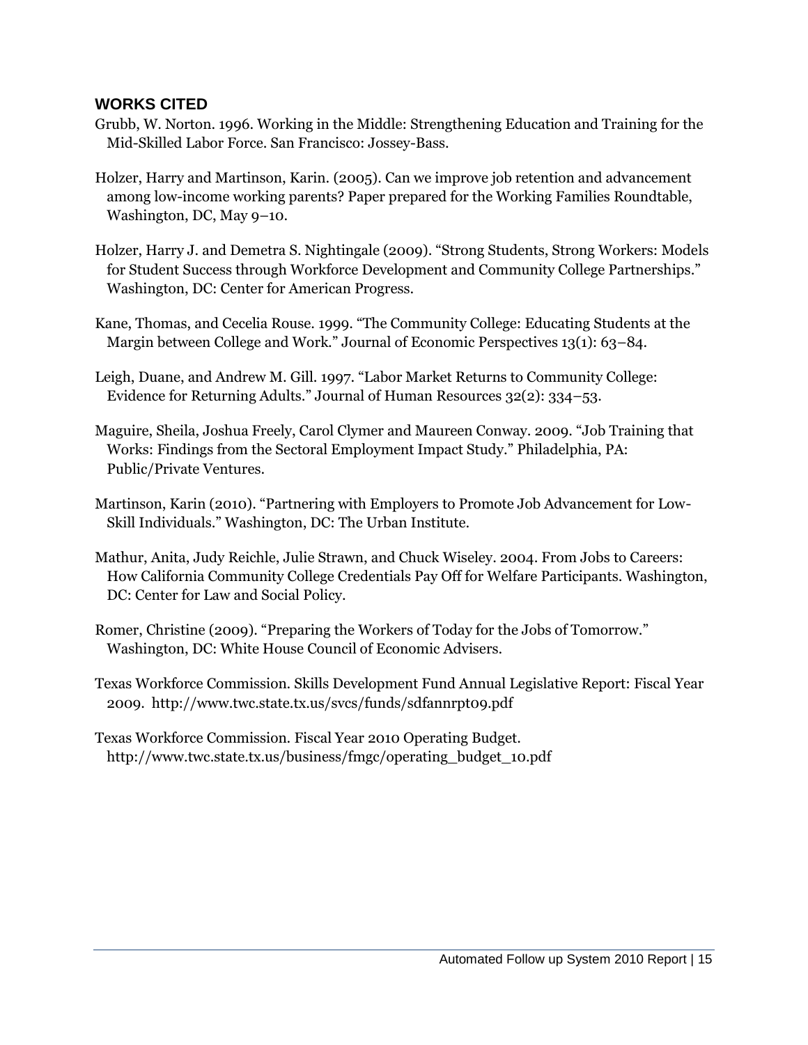## WORKS CITED

Grubb, W. Norton. 1996. Working in the Middle: Strengthening Education and Training for the Mid-Skilled Labor Force. San Francisco: Jossey-Bass.

Holzer, Harry and Martinson, Karin. (2005). Can we improve job retention and advancement among low-income working parents? Paper prepared for the Working Families Roundtable, Washington, DC, May 9–10.

Holzer, Harry J. and Demetra S. Nightingale (2009). "Strong Students, Strong Workers: Models for Student Success through Workforce Development and Community College Partnerships." Washington, DC: Center for American Progress.

Kane, Thomas, and Cecelia Rouse. 1999. "The Community College: Educating Students at the Margin between College and Work." Journal of Economic Perspectives 13(1): 63–84.

Leigh, Duane, and Andrew M. Gill. 1997. "Labor Market Returns to Community College: Evidence for Returning Adults." Journal of Human Resources 32(2): 334–53.

Maguire, Sheila, Joshua Freely, Carol Clymer and Maureen Conway. 2009. "Job Training that Works: Findings from the Sectoral Employment Impact Study." Philadelphia, PA: Public/Private Ventures.

Martinson, Karin (2010). "Partnering with Employers to Promote Job Advancement for Low-Skill Individuals." Washington, DC: The Urban Institute.

Mathur, Anita, Judy Reichle, Julie Strawn, and Chuck Wiseley. 2004. From Jobs to Careers: How California Community College Credentials Pay Off for Welfare Participants. Washington, DC: Center for Law and Social Policy.

Romer, Christine (2009). "Preparing the Workers of Today for the Jobs of Tomorrow." Washington, DC: White House Council of Economic Advisers.

Texas Workforce Commission. Skills Development Fund Annual Legislative Report: Fiscal Year 2009. http://www.twc.state.tx.us/svcs/funds/sdfannrpt09.pdf

Texas Workforce Commission. Fiscal Year 2010 Operating Budget. http://www.twc.state.tx.us/business/fmgc/operating_budget_10.pdf